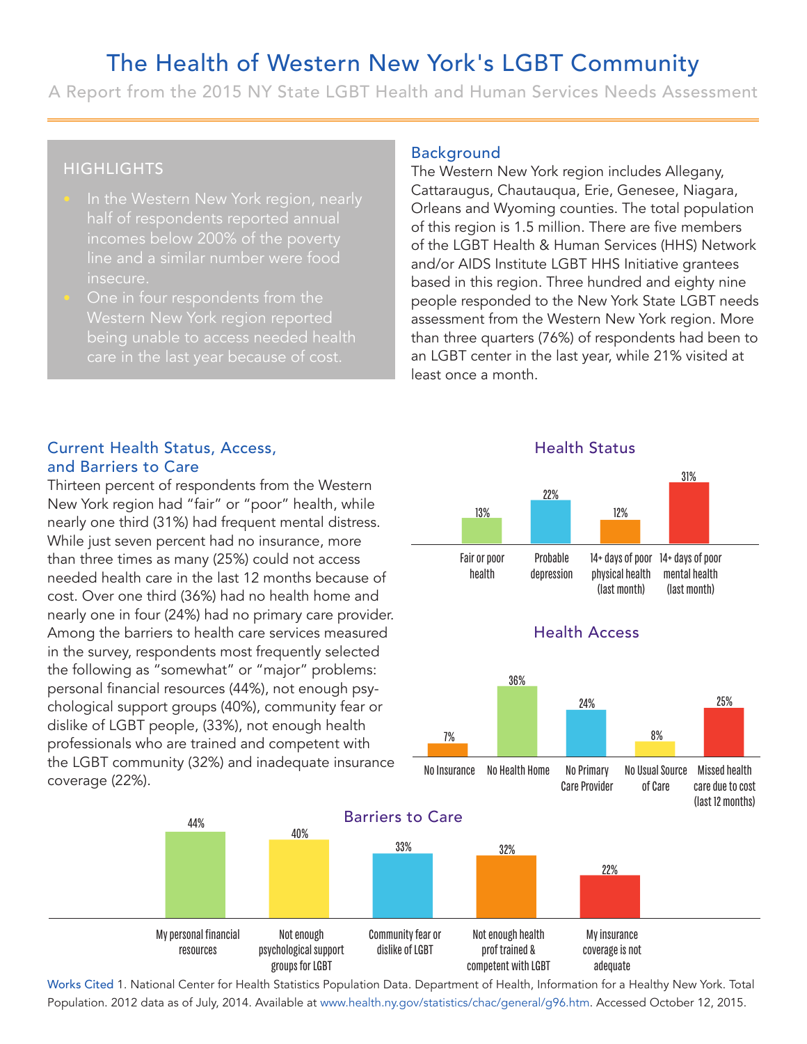# The Health of Western New York's LGBT Community

A Report from the 2015 NY State LGBT Health and Human Services Needs Assessment

## HIGHLIGHTS

- In the Western New York region, nearly half of respondents reported annual incomes below 200% of the poverty line and a similar number were food insecure.
- One in four respondents from the Western New York region reported being unable to access needed health care in the last year because of cost.

## Background

The Western New York region includes Allegany, Cattaraugus, Chautauqua, Erie, Genesee, Niagara, Orleans and Wyoming counties. The total population of this region is 1.5 million. There are five members of the LGBT Health & Human Services (HHS) Network and/or AIDS Institute LGBT HHS Initiative grantees based in this region. Three hundred and eighty nine people responded to the New York State LGBT needs assessment from the Western New York region. More than three quarters (76%) of respondents had been to an LGBT center in the last year, while 21% visited at least once a month.

## Current Health Status, Access, and Barriers to Care

Thirteen percent of respondents from the Western New York region had "fair" or "poor" health, while nearly one third (31%) had frequent mental distress. While just seven percent had no insurance, more than three times as many (25%) could not access needed health care in the last 12 months because of cost. Over one third (36%) had no health home and nearly one in four (24%) had no primary care provider. Among the barriers to health care services measured in the survey, respondents most frequently selected the following as "somewhat" or "major" problems: personal financial resources (44%), not enough psychological support groups (40%), community fear or dislike of LGBT people, (33%), not enough health professionals who are trained and competent with the LGBT community (32%) and inadequate insurance coverage (22%).

### Health Status

| Fair or poor health | Probable depression | 14+ days of poor physical health (last month) | 14+ days of poor mental health (last month) |
|---|---|---|---|
| 13% | 22% | 12% | 31% |

### Health Access

| No Insurance | No Health Home | No Primary Care Provider | No Usual Source of Care | Missed health care due to cost (last 12 months) |
|---|---|---|---|---|
| 7% | 36% | 24% | 8% | 25% |

### Barriers to Care

| My personal financial resources | Not enough psychological support groups for LGBT | Community fear or dislike of LGBT | Not enough health prof trained & competent with LGBT | My insurance coverage is not adequate |
|---|---|---|---|---|
| 44% | 40% | 33% | 32% | 22% |

Works Cited 1. National Center for Health Statistics Population Data. Department of Health, Information for a Healthy New York. Total Population. 2012 data as of July, 2014. Available at www.health.ny.gov/statistics/chac/general/g96.htm. Accessed October 12, 2015.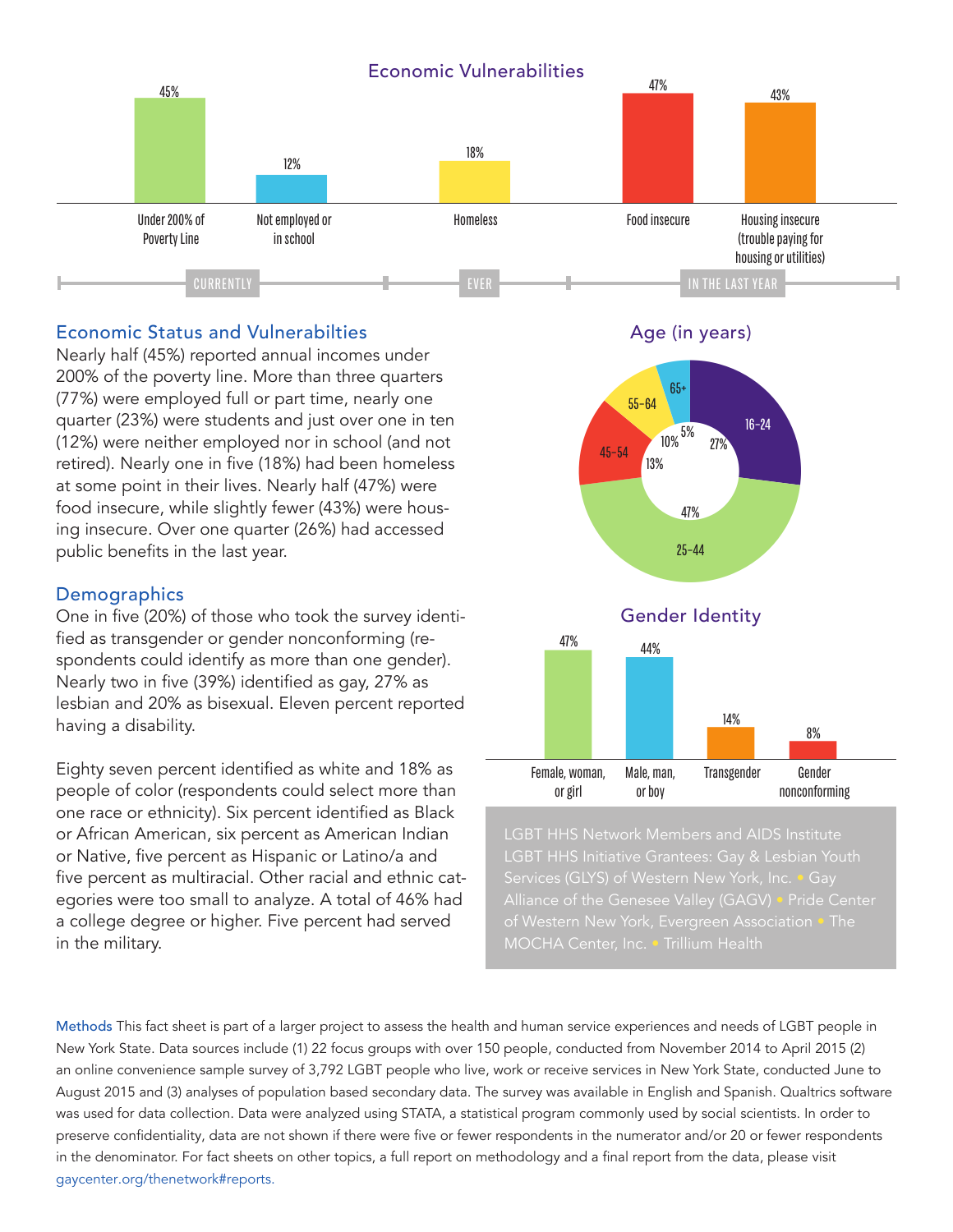## Economic Vulnerabilities

45%
Under 200% of Poverty Line

12%
Not employed or in school

18%
Homeless

47%
Food insecure

43%
Housing insecure (trouble paying for housing or utilities)

CURRENTLY — EVER — IN THE LAST YEAR

## Economic Status and Vulnerabilties

Nearly half (45%) reported annual incomes under 200% of the poverty line. More than three quarters (77%) were employed full or part time, nearly one quarter (23%) were students and just over one in ten (12%) were neither employed nor in school (and not retired). Nearly one in five (18%) had been homeless at some point in their lives. Nearly half (47%) were food insecure, while slightly fewer (43%) were housing insecure. Over one quarter (26%) had accessed public benefits in the last year.

## Demographics

One in five (20%) of those who took the survey identified as transgender or gender nonconforming (respondents could identify as more than one gender). Nearly two in five (39%) identified as gay, 27% as lesbian and 20% as bisexual. Eleven percent reported having a disability.

Eighty seven percent identified as white and 18% as people of color (respondents could select more than one race or ethnicity). Six percent identified as Black or African American, six percent as American Indian or Native, five percent as Hispanic or Latino/a and five percent as multiracial. Other racial and ethnic categories were too small to analyze. A total of 46% had a college degree or higher. Five percent had served in the military.

## Age (in years)

16–24 27%
25–44 47%
45–54 13%
55–64 10%
65+ 5%

## Gender Identity

47%
Female, woman, or girl

44%
Male, man, or boy

14%
Transgender

8%
Gender nonconforming

LGBT HHS Network Members and AIDS Institute LGBT HHS Initiative Grantees: Gay & Lesbian Youth Services (GLYS) of Western New York, Inc. • Gay Alliance of the Genesee Valley (GAGV) • Pride Center of Western New York, Evergreen Association • The MOCHA Center, Inc. • Trillium Health

**Methods** This fact sheet is part of a larger project to assess the health and human service experiences and needs of LGBT people in New York State. Data sources include (1) 22 focus groups with over 150 people, conducted from November 2014 to April 2015 (2) an online convenience sample survey of 3,792 LGBT people who live, work or receive services in New York State, conducted June to August 2015 and (3) analyses of population based secondary data. The survey was available in English and Spanish. Qualtrics software was used for data collection. Data were analyzed using STATA, a statistical program commonly used by social scientists. In order to preserve confidentiality, data are not shown if there were five or fewer respondents in the numerator and/or 20 or fewer respondents in the denominator. For fact sheets on other topics, a full report on methodology and a final report from the data, please visit gaycenter.org/thenetwork#reports.